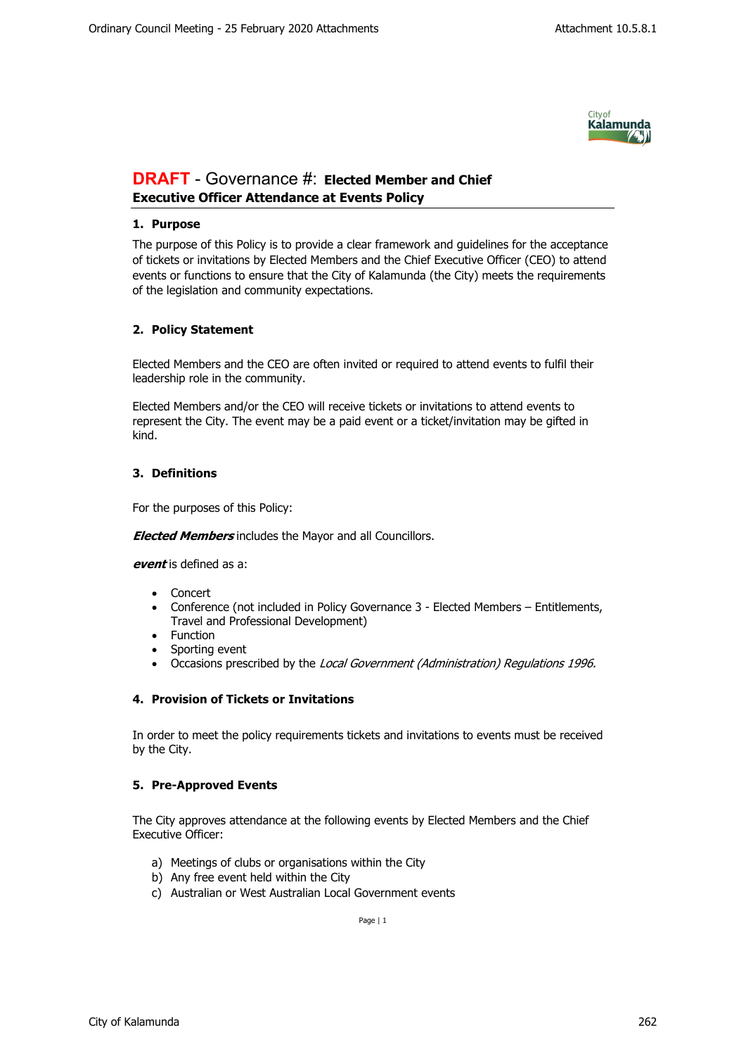# DRAFT - Governance #: **Elected Member and Chief Executive Officer Attendance at Events Policy**

## 1. Purpose

The purpose of this Policy is to provide a clear framework and guidelines for the acceptance of tickets or invitations by Elected Members and the Chief Executive Officer (CEO) to attend events or functions to ensure that the City of Kalamunda (the City) meets the requirements of the legislation and community expectations.

## 2. Policy Statement

Elected Members and the CEO are often invited or required to attend events to fulfil their leadership role in the community.

Elected Members and/or the CEO will receive tickets or invitations to attend events to represent the City. The event may be a paid event or a ticket/invitation may be gifted in kind.

## 3. Definitions

For the purposes of this Policy:

***Elected Members*** includes the Mayor and all Councillors.

***event*** is defined as a:

- Concert
- Conference (not included in Policy Governance 3 - Elected Members – Entitlements, Travel and Professional Development)
- Function
- Sporting event
- Occasions prescribed by the *Local Government (Administration) Regulations 1996.*

## 4. Provision of Tickets or Invitations

In order to meet the policy requirements tickets and invitations to events must be received by the City.

## 5. Pre-Approved Events

The City approves attendance at the following events by Elected Members and the Chief Executive Officer:

a) Meetings of clubs or organisations within the City
b) Any free event held within the City
c) Australian or West Australian Local Government events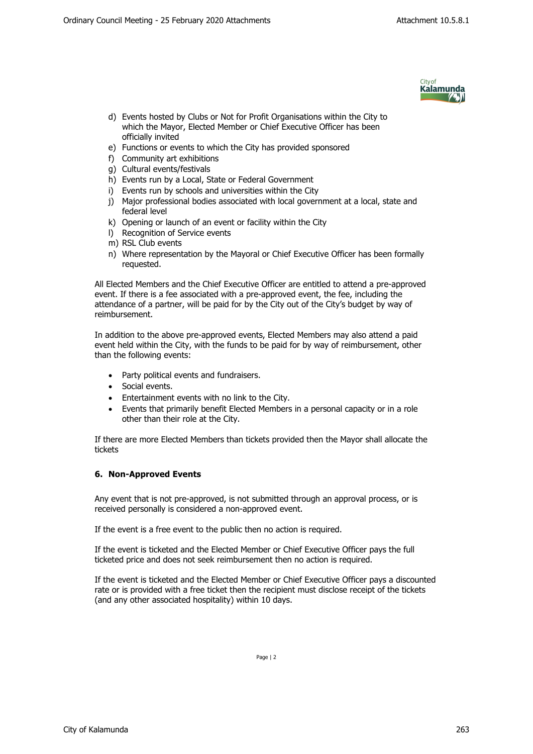d) Events hosted by Clubs or Not for Profit Organisations within the City to which the Mayor, Elected Member or Chief Executive Officer has been officially invited
e) Functions or events to which the City has provided sponsored
f) Community art exhibitions
g) Cultural events/festivals
h) Events run by a Local, State or Federal Government
i) Events run by schools and universities within the City
j) Major professional bodies associated with local government at a local, state and federal level
k) Opening or launch of an event or facility within the City
l) Recognition of Service events
m) RSL Club events
n) Where representation by the Mayoral or Chief Executive Officer has been formally requested.

All Elected Members and the Chief Executive Officer are entitled to attend a pre-approved event. If there is a fee associated with a pre-approved event, the fee, including the attendance of a partner, will be paid for by the City out of the City's budget by way of reimbursement.

In addition to the above pre-approved events, Elected Members may also attend a paid event held within the City, with the funds to be paid for by way of reimbursement, other than the following events:

- Party political events and fundraisers.
- Social events.
- Entertainment events with no link to the City.
- Events that primarily benefit Elected Members in a personal capacity or in a role other than their role at the City.

If there are more Elected Members than tickets provided then the Mayor shall allocate the tickets

## 6. Non-Approved Events

Any event that is not pre-approved, is not submitted through an approval process, or is received personally is considered a non-approved event.

If the event is a free event to the public then no action is required.

If the event is ticketed and the Elected Member or Chief Executive Officer pays the full ticketed price and does not seek reimbursement then no action is required.

If the event is ticketed and the Elected Member or Chief Executive Officer pays a discounted rate or is provided with a free ticket then the recipient must disclose receipt of the tickets (and any other associated hospitality) within 10 days.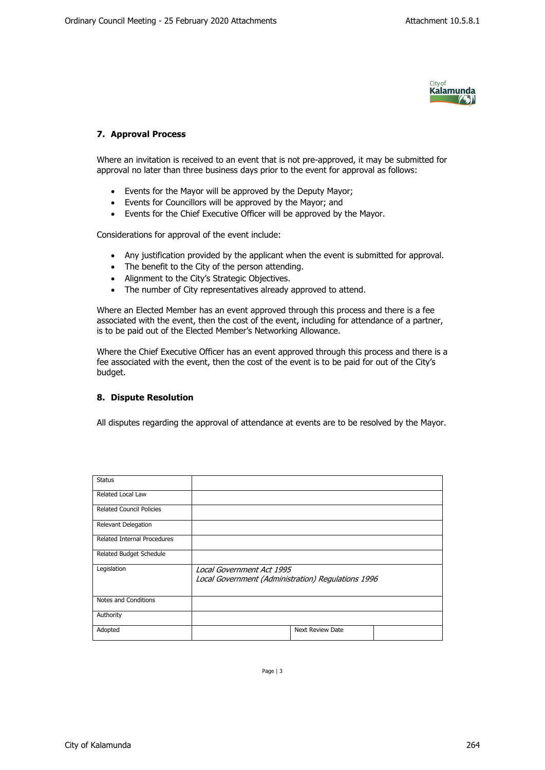### 7. Approval Process

Where an invitation is received to an event that is not pre-approved, it may be submitted for approval no later than three business days prior to the event for approval as follows:

- Events for the Mayor will be approved by the Deputy Mayor;
- Events for Councillors will be approved by the Mayor; and
- Events for the Chief Executive Officer will be approved by the Mayor.

Considerations for approval of the event include:

- Any justification provided by the applicant when the event is submitted for approval.
- The benefit to the City of the person attending.
- Alignment to the City's Strategic Objectives.
- The number of City representatives already approved to attend.

Where an Elected Member has an event approved through this process and there is a fee associated with the event, then the cost of the event, including for attendance of a partner, is to be paid out of the Elected Member's Networking Allowance.

Where the Chief Executive Officer has an event approved through this process and there is a fee associated with the event, then the cost of the event is to be paid for out of the City's budget.

### 8. Dispute Resolution

All disputes regarding the approval of attendance at events are to be resolved by the Mayor.

| | | | |
|---|---|---|---|
| Status | | | |
| Related Local Law | | | |
| Related Council Policies | | | |
| Relevant Delegation | | | |
| Related Internal Procedures | | | |
| Related Budget Schedule | | | |
| Legislation | *Local Government Act 1995*<br>*Local Government (Administration) Regulations 1996* | | |
| Notes and Conditions | | | |
| Authority | | | |
| Adopted | | Next Review Date | |